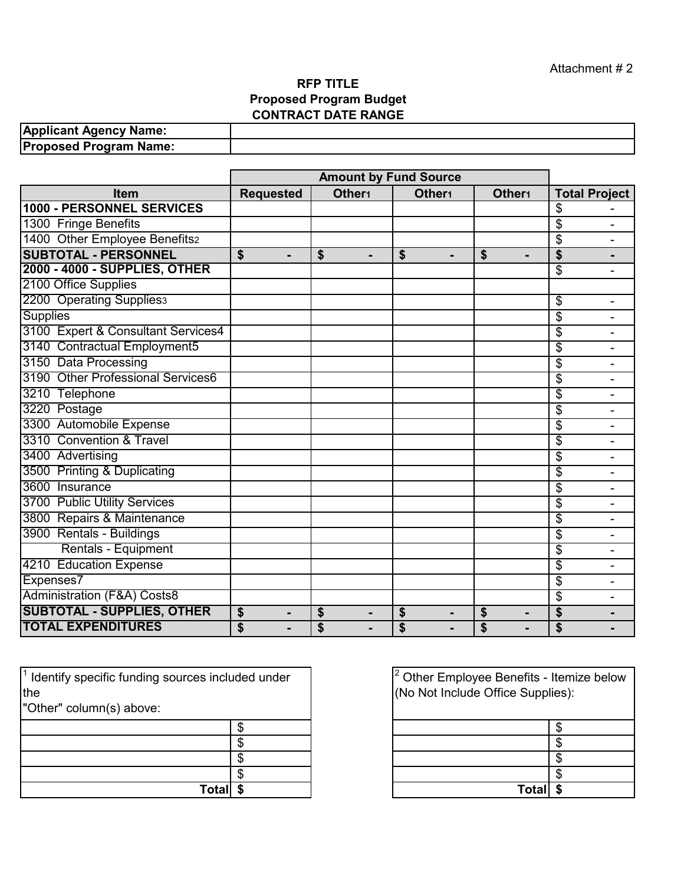Attachment # 2

**RFP TITLE**
**Proposed Program Budget**
**CONTRACT DATE RANGE**

| **Applicant Agency Name:** | |
|---|---|
| **Proposed Program Name:** | |

| | **Amount by Fund Source** | | | | |
|---|---|---|---|---|---|
| **Item** | **Requested** | **Other[1]** | **Other[1]** | **Other[1]** | **Total Project** |
| **1000 - PERSONNEL SERVICES** | | | | | $ - |
| 1300 Fringe Benefits | | | | | $ - |
| 1400 Other Employee Benefits[2] | | | | | $ - |
| **SUBTOTAL - PERSONNEL** | **$ -** | **$ -** | **$ -** | **$ -** | **$ -** |
| **2000 - 4000 - SUPPLIES, OTHER** | | | | | $ - |
| 2100 Office Supplies | | | | | |
| 2200 Operating Supplies[3] | | | | | $ - |
| Supplies | | | | | $ - |
| 3100 Expert & Consultant Services[4] | | | | | $ - |
| 3140 Contractual Employment[5] | | | | | $ - |
| 3150 Data Processing | | | | | $ - |
| 3190 Other Professional Services[6] | | | | | $ - |
| 3210 Telephone | | | | | $ - |
| 3220 Postage | | | | | $ - |
| 3300 Automobile Expense | | | | | $ - |
| 3310 Convention & Travel | | | | | $ - |
| 3400 Advertising | | | | | $ - |
| 3500 Printing & Duplicating | | | | | $ - |
| 3600 Insurance | | | | | $ - |
| 3700 Public Utility Services | | | | | $ - |
| 3800 Repairs & Maintenance | | | | | $ - |
| 3900 Rentals - Buildings | | | | | $ - |
| Rentals - Equipment | | | | | $ - |
| 4210 Education Expense | | | | | $ - |
| Expenses[7] | | | | | $ - |
| Administration (F&A) Costs[8] | | | | | $ - |
| **SUBTOTAL - SUPPLIES, OTHER** | **$ -** | **$ -** | **$ -** | **$ -** | **$ -** |
| **TOTAL EXPENDITURES** | **$ -** | **$ -** | **$ -** | **$ -** | **$ -** |

| [1] Identify specific funding sources included under the "Other" column(s) above: | |
|---|---|
| | $ |
| | $ |
| | $ |
| | $ |
| **Total** | **$** |

| [2] Other Employee Benefits - Itemize below (No Not Include Office Supplies): | |
|---|---|
| | $ |
| | $ |
| | $ |
| | $ |
| **Total** | **$** |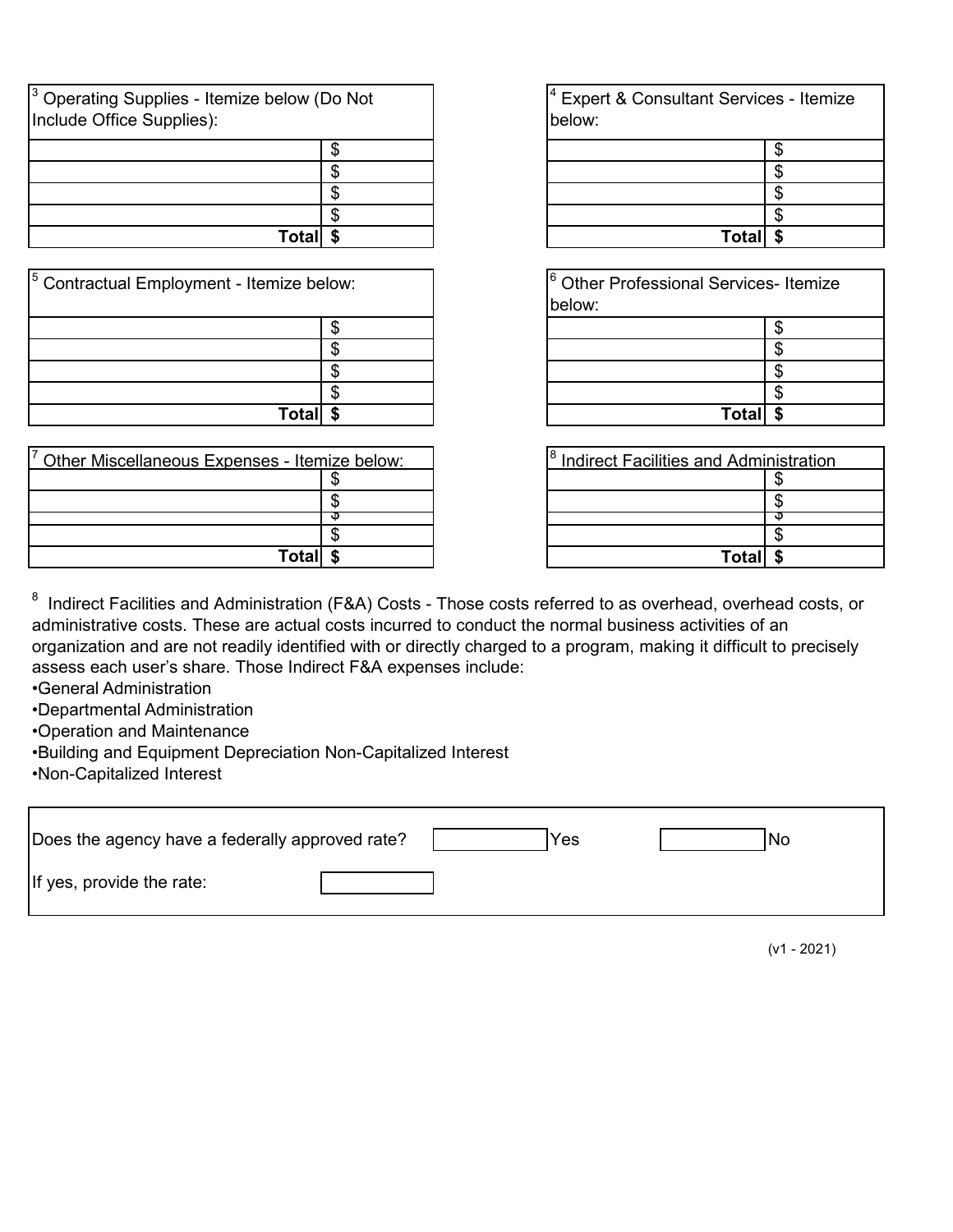| [3] Operating Supplies - Itemize below (Do Not Include Office Supplies): | |
|---|---|
| | $ |
| | $ |
| | $ |
| | $ |
| **Total** | **$** |

| [4] Expert & Consultant Services - Itemize below: | |
|---|---|
| | $ |
| | $ |
| | $ |
| | $ |
| **Total** | **$** |

| [5] Contractual Employment - Itemize below: | |
|---|---|
| | $ |
| | $ |
| | $ |
| | $ |
| **Total** | **$** |

| [6] Other Professional Services- Itemize below: | |
|---|---|
| | $ |
| | $ |
| | $ |
| | $ |
| **Total** | **$** |

| [7] Other Miscellaneous Expenses - Itemize below: | |
|---|---|
| | $ |
| | $ |
| | $ |
| | $ |
| **Total** | **$** |

| [8] Indirect Facilities and Administration | |
|---|---|
| | $ |
| | $ |
| | $ |
| | $ |
| **Total** | **$** |

[8] Indirect Facilities and Administration (F&A) Costs - Those costs referred to as overhead, overhead costs, or administrative costs. These are actual costs incurred to conduct the normal business activities of an organization and are not readily identified with or directly charged to a program, making it difficult to precisely assess each user's share. Those Indirect F&A expenses include:

- •General Administration
- •Departmental Administration
- •Operation and Maintenance
- •Building and Equipment Depreciation Non-Capitalized Interest
- •Non-Capitalized Interest

Does the agency have a federally approved rate? ☐ Yes ☐ No

If yes, provide the rate: ________

(v1 - 2021)